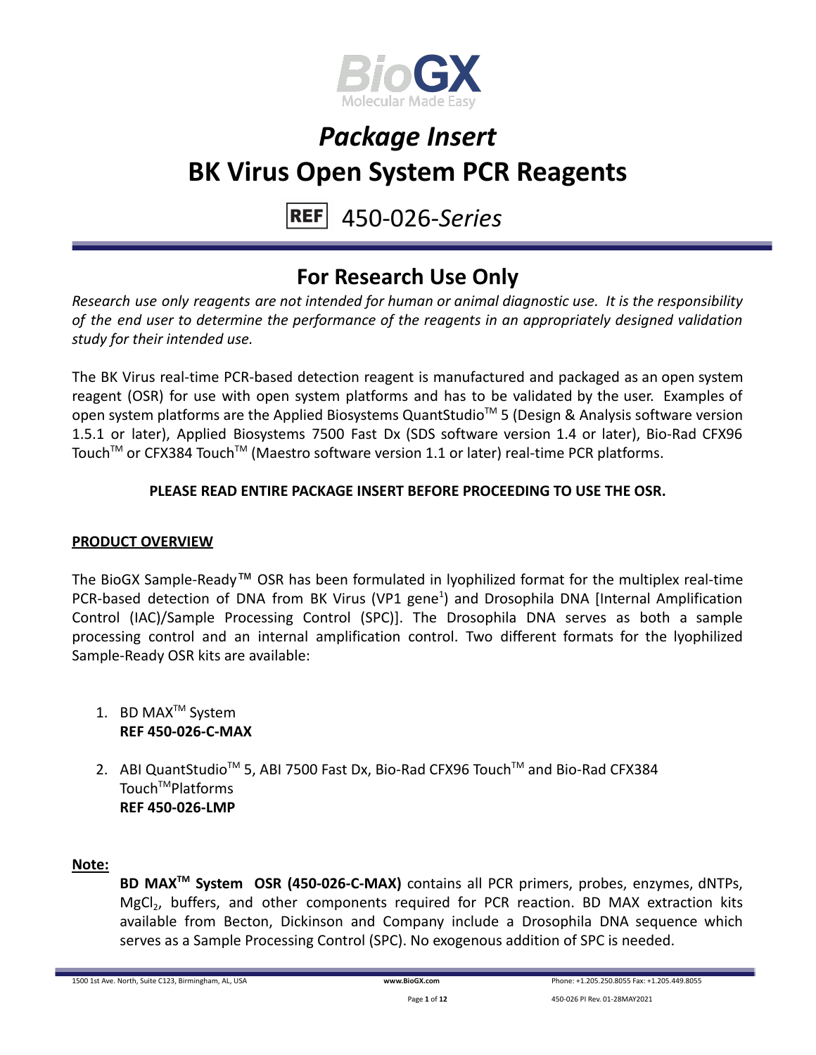# *Package Insert*

# BK Virus Open System PCR Reagents

REF 450-026-*Series*

## For Research Use Only

*Research use only reagents are not intended for human or animal diagnostic use. It is the responsibility of the end user to determine the performance of the reagents in an appropriately designed validation study for their intended use.*

The BK Virus real-time PCR-based detection reagent is manufactured and packaged as an open system reagent (OSR) for use with open system platforms and has to be validated by the user. Examples of open system platforms are the Applied Biosystems QuantStudio™ 5 (Design & Analysis software version 1.5.1 or later), Applied Biosystems 7500 Fast Dx (SDS software version 1.4 or later), Bio-Rad CFX96 Touch™ or CFX384 Touch™ (Maestro software version 1.1 or later) real-time PCR platforms.

**PLEASE READ ENTIRE PACKAGE INSERT BEFORE PROCEEDING TO USE THE OSR.**

**PRODUCT OVERVIEW**

The BioGX Sample-Ready™ OSR has been formulated in lyophilized format for the multiplex real-time PCR-based detection of DNA from BK Virus (VP1 gene[1]) and Drosophila DNA [Internal Amplification Control (IAC)/Sample Processing Control (SPC)]. The Drosophila DNA serves as both a sample processing control and an internal amplification control. Two different formats for the lyophilized Sample-Ready OSR kits are available:

1. BD MAX™ System
   **REF 450-026-C-MAX**

2. ABI QuantStudio™ 5, ABI 7500 Fast Dx, Bio-Rad CFX96 Touch™ and Bio-Rad CFX384 Touch™ Platforms
   **REF 450-026-LMP**

**Note:**

**BD MAX™ System OSR (450-026-C-MAX)** contains all PCR primers, probes, enzymes, dNTPs, $MgCl_2$, buffers, and other components required for PCR reaction. BD MAX extraction kits available from Becton, Dickinson and Company include a Drosophila DNA sequence which serves as a Sample Processing Control (SPC). No exogenous addition of SPC is needed.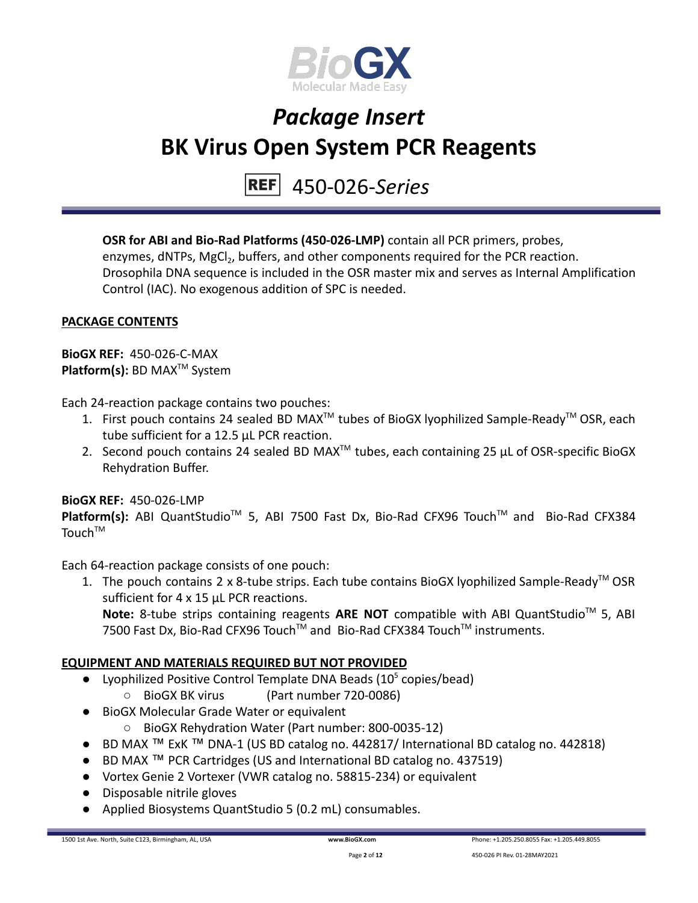**OSR for ABI and Bio-Rad Platforms (450-026-LMP)** contain all PCR primers, probes, enzymes, dNTPs, $MgCl_2$, buffers, and other components required for the PCR reaction. Drosophila DNA sequence is included in the OSR master mix and serves as Internal Amplification Control (IAC). No exogenous addition of SPC is needed.

**PACKAGE CONTENTS**

**BioGX REF:** 450-026-C-MAX
**Platform(s):** BD MAX™ System

Each 24-reaction package contains two pouches:

1. First pouch contains 24 sealed BD MAX™ tubes of BioGX lyophilized Sample-Ready™ OSR, each tube sufficient for a 12.5 µL PCR reaction.
2. Second pouch contains 24 sealed BD MAX™ tubes, each containing 25 µL of OSR-specific BioGX Rehydration Buffer.

**BioGX REF:** 450-026-LMP
**Platform(s):** ABI QuantStudio™ 5, ABI 7500 Fast Dx, Bio-Rad CFX96 Touch™ and Bio-Rad CFX384 Touch™

Each 64-reaction package consists of one pouch:

1. The pouch contains 2 x 8-tube strips. Each tube contains BioGX lyophilized Sample-Ready™ OSR sufficient for 4 x 15 µL PCR reactions.
   **Note:** 8-tube strips containing reagents **ARE NOT** compatible with ABI QuantStudio™ 5, ABI 7500 Fast Dx, Bio-Rad CFX96 Touch™ and Bio-Rad CFX384 Touch™ instruments.

**EQUIPMENT AND MATERIALS REQUIRED BUT NOT PROVIDED**

- Lyophilized Positive Control Template DNA Beads ($10^5$ copies/bead)
  - BioGX BK virus (Part number 720-0086)
- BioGX Molecular Grade Water or equivalent
  - BioGX Rehydration Water (Part number: 800-0035-12)
- BD MAX ™ ExK ™ DNA-1 (US BD catalog no. 442817/ International BD catalog no. 442818)
- BD MAX ™ PCR Cartridges (US and International BD catalog no. 437519)
- Vortex Genie 2 Vortexer (VWR catalog no. 58815-234) or equivalent
- Disposable nitrile gloves
- Applied Biosystems QuantStudio 5 (0.2 mL) consumables.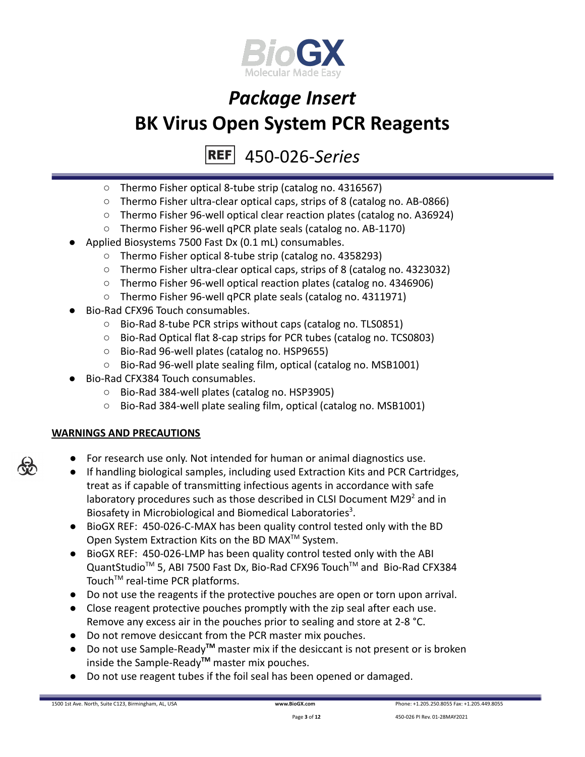- Thermo Fisher optical 8-tube strip (catalog no. 4316567)
    - Thermo Fisher ultra-clear optical caps, strips of 8 (catalog no. AB-0866)
    - Thermo Fisher 96-well optical clear reaction plates (catalog no. A36924)
    - Thermo Fisher 96-well qPCR plate seals (catalog no. AB-1170)
- Applied Biosystems 7500 Fast Dx (0.1 mL) consumables.
    - Thermo Fisher optical 8-tube strip (catalog no. 4358293)
    - Thermo Fisher ultra-clear optical caps, strips of 8 (catalog no. 4323032)
    - Thermo Fisher 96-well optical reaction plates (catalog no. 4346906)
    - Thermo Fisher 96-well qPCR plate seals (catalog no. 4311971)
- Bio-Rad CFX96 Touch consumables.
    - Bio-Rad 8-tube PCR strips without caps (catalog no. TLS0851)
    - Bio-Rad Optical flat 8-cap strips for PCR tubes (catalog no. TCS0803)
    - Bio-Rad 96-well plates (catalog no. HSP9655)
    - Bio-Rad 96-well plate sealing film, optical (catalog no. MSB1001)
- Bio-Rad CFX384 Touch consumables.
    - Bio-Rad 384-well plates (catalog no. HSP3905)
    - Bio-Rad 384-well plate sealing film, optical (catalog no. MSB1001)

**WARNINGS AND PRECAUTIONS**

- For research use only. Not intended for human or animal diagnostics use.
- If handling biological samples, including used Extraction Kits and PCR Cartridges, treat as if capable of transmitting infectious agents in accordance with safe laboratory procedures such as those described in CLSI Document M29[2] and in Biosafety in Microbiological and Biomedical Laboratories[3].
- BioGX REF: 450-026-C-MAX has been quality control tested only with the BD Open System Extraction Kits on the BD MAX™ System.
- BioGX REF: 450-026-LMP has been quality control tested only with the ABI QuantStudio™ 5, ABI 7500 Fast Dx, Bio-Rad CFX96 Touch™ and Bio-Rad CFX384 Touch™ real-time PCR platforms.
- Do not use the reagents if the protective pouches are open or torn upon arrival.
- Close reagent protective pouches promptly with the zip seal after each use. Remove any excess air in the pouches prior to sealing and store at 2-8 °C.
- Do not remove desiccant from the PCR master mix pouches.
- Do not use Sample-Ready™ master mix if the desiccant is not present or is broken inside the Sample-Ready™ master mix pouches.
- Do not use reagent tubes if the foil seal has been opened or damaged.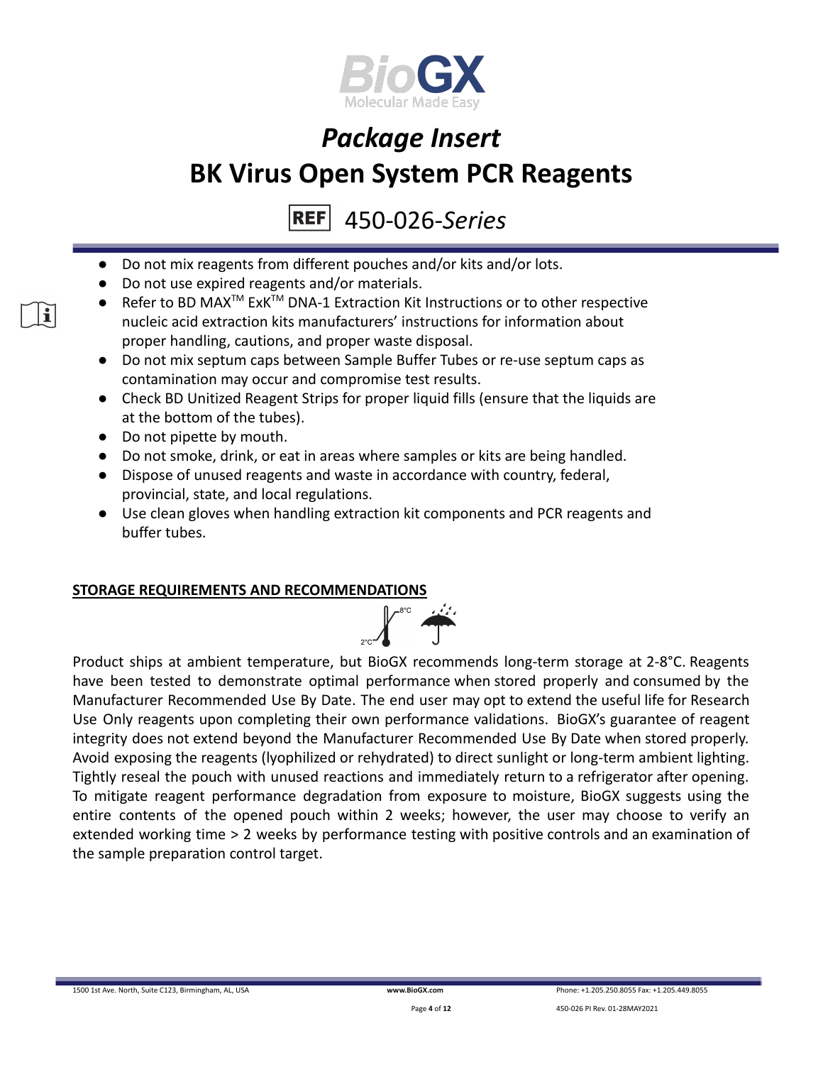- Do not mix reagents from different pouches and/or kits and/or lots.
- Do not use expired reagents and/or materials.
- Refer to BD MAX™ ExK™ DNA-1 Extraction Kit Instructions or to other respective nucleic acid extraction kits manufacturers' instructions for information about proper handling, cautions, and proper waste disposal.
- Do not mix septum caps between Sample Buffer Tubes or re-use septum caps as contamination may occur and compromise test results.
- Check BD Unitized Reagent Strips for proper liquid fills (ensure that the liquids are at the bottom of the tubes).
- Do not pipette by mouth.
- Do not smoke, drink, or eat in areas where samples or kits are being handled.
- Dispose of unused reagents and waste in accordance with country, federal, provincial, state, and local regulations.
- Use clean gloves when handling extraction kit components and PCR reagents and buffer tubes.

## STORAGE REQUIREMENTS AND RECOMMENDATIONS

Product ships at ambient temperature, but BioGX recommends long-term storage at 2-8°C. Reagents have been tested to demonstrate optimal performance when stored properly and consumed by the Manufacturer Recommended Use By Date. The end user may opt to extend the useful life for Research Use Only reagents upon completing their own performance validations. BioGX's guarantee of reagent integrity does not extend beyond the Manufacturer Recommended Use By Date when stored properly. Avoid exposing the reagents (lyophilized or rehydrated) to direct sunlight or long-term ambient lighting. Tightly reseal the pouch with unused reactions and immediately return to a refrigerator after opening. To mitigate reagent performance degradation from exposure to moisture, BioGX suggests using the entire contents of the opened pouch within 2 weeks; however, the user may choose to verify an extended working time > 2 weeks by performance testing with positive controls and an examination of the sample preparation control target.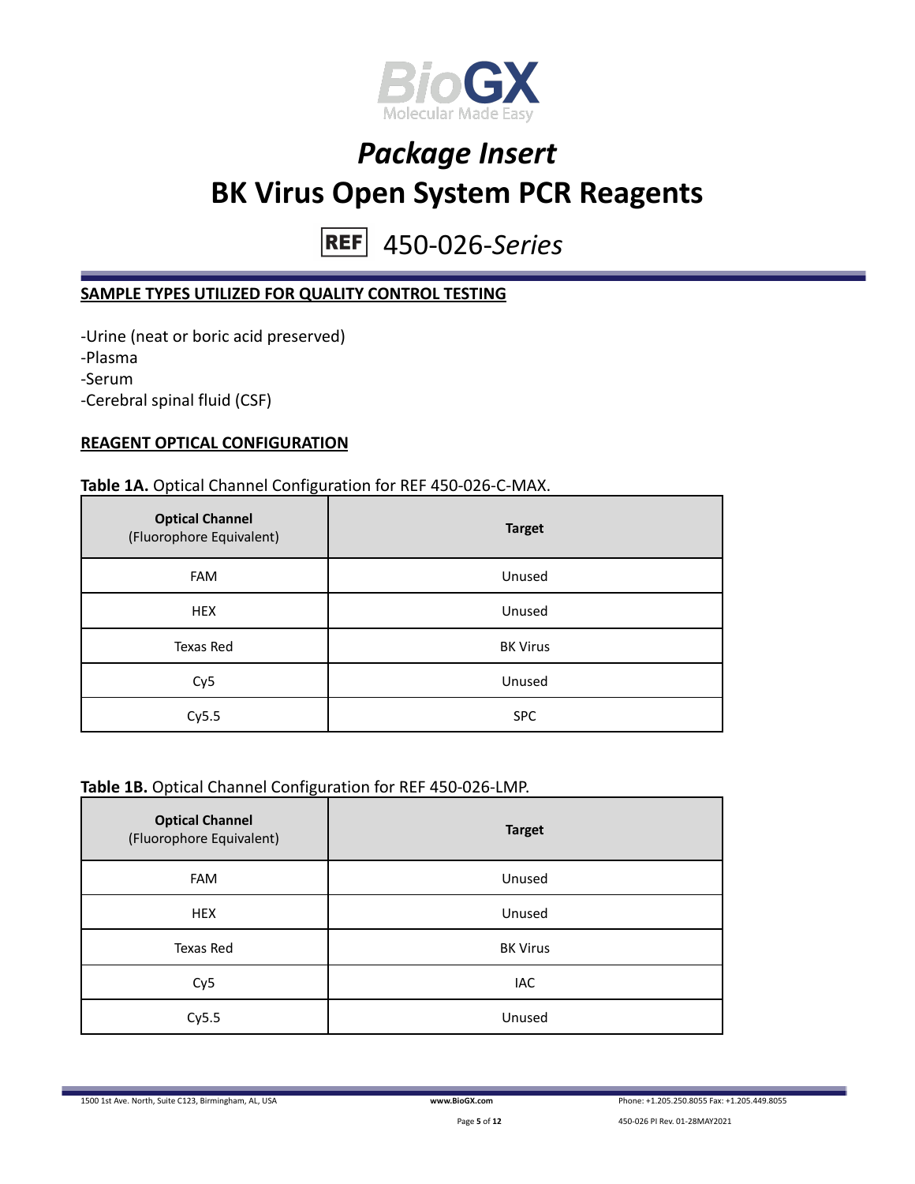# Package Insert

# BK Virus Open System PCR Reagents

REF 450-026-*Series*

## SAMPLE TYPES UTILIZED FOR QUALITY CONTROL TESTING

-Urine (neat or boric acid preserved)
-Plasma
-Serum
-Cerebral spinal fluid (CSF)

## REAGENT OPTICAL CONFIGURATION

**Table 1A.** Optical Channel Configuration for REF 450-026-C-MAX.

| **Optical Channel** (Fluorophore Equivalent) | **Target** |
|---|---|
| FAM | Unused |
| HEX | Unused |
| Texas Red | BK Virus |
| Cy5 | Unused |
| Cy5.5 | SPC |

**Table 1B.** Optical Channel Configuration for REF 450-026-LMP.

| **Optical Channel** (Fluorophore Equivalent) | **Target** |
|---|---|
| FAM | Unused |
| HEX | Unused |
| Texas Red | BK Virus |
| Cy5 | IAC |
| Cy5.5 | Unused |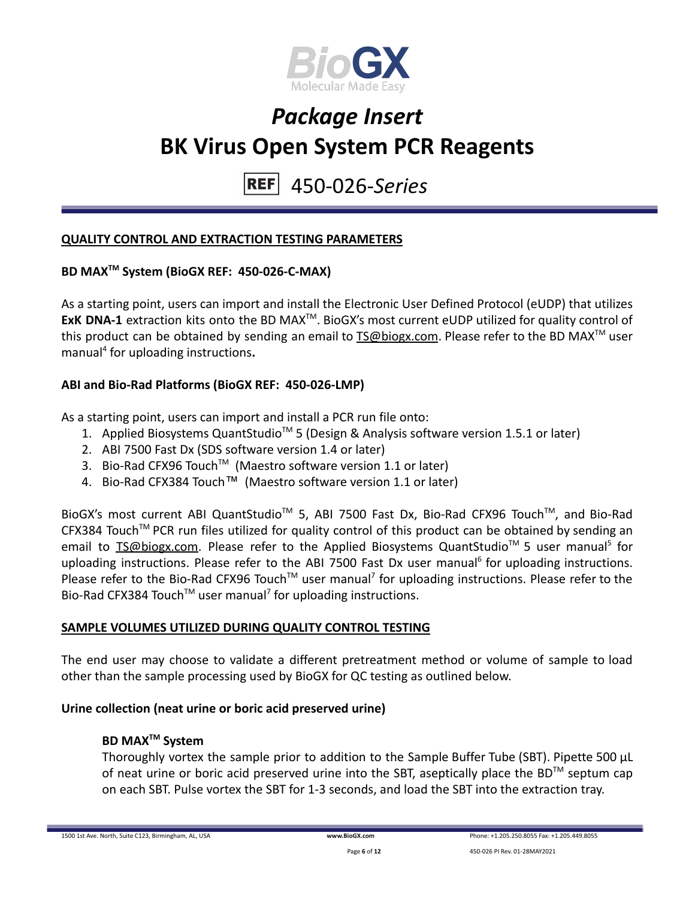## QUALITY CONTROL AND EXTRACTION TESTING PARAMETERS

### BD MAX™ System (BioGX REF: 450-026-C-MAX)

As a starting point, users can import and install the Electronic User Defined Protocol (eUDP) that utilizes **ExK DNA-1** extraction kits onto the BD MAX™. BioGX's most current eUDP utilized for quality control of this product can be obtained by sending an email to TS@biogx.com. Please refer to the BD MAX™ user manual[4] for uploading instructions**.**

### ABI and Bio-Rad Platforms (BioGX REF: 450-026-LMP)

As a starting point, users can import and install a PCR run file onto:

1. Applied Biosystems QuantStudio™ 5 (Design & Analysis software version 1.5.1 or later)
2. ABI 7500 Fast Dx (SDS software version 1.4 or later)
3. Bio-Rad CFX96 Touch™ (Maestro software version 1.1 or later)
4. Bio-Rad CFX384 Touch™ (Maestro software version 1.1 or later)

BioGX's most current ABI QuantStudio™ 5, ABI 7500 Fast Dx, Bio-Rad CFX96 Touch™, and Bio-Rad CFX384 Touch™ PCR run files utilized for quality control of this product can be obtained by sending an email to TS@biogx.com. Please refer to the Applied Biosystems QuantStudio™ 5 user manual[5] for uploading instructions. Please refer to the ABI 7500 Fast Dx user manual[6] for uploading instructions. Please refer to the Bio-Rad CFX96 Touch™ user manual[7] for uploading instructions. Please refer to the Bio-Rad CFX384 Touch™ user manual[7] for uploading instructions.

## SAMPLE VOLUMES UTILIZED DURING QUALITY CONTROL TESTING

The end user may choose to validate a different pretreatment method or volume of sample to load other than the sample processing used by BioGX for QC testing as outlined below.

### Urine collection (neat urine or boric acid preserved urine)

#### BD MAX™ System

Thoroughly vortex the sample prior to addition to the Sample Buffer Tube (SBT). Pipette 500 µL of neat urine or boric acid preserved urine into the SBT, aseptically place the BD™ septum cap on each SBT. Pulse vortex the SBT for 1-3 seconds, and load the SBT into the extraction tray.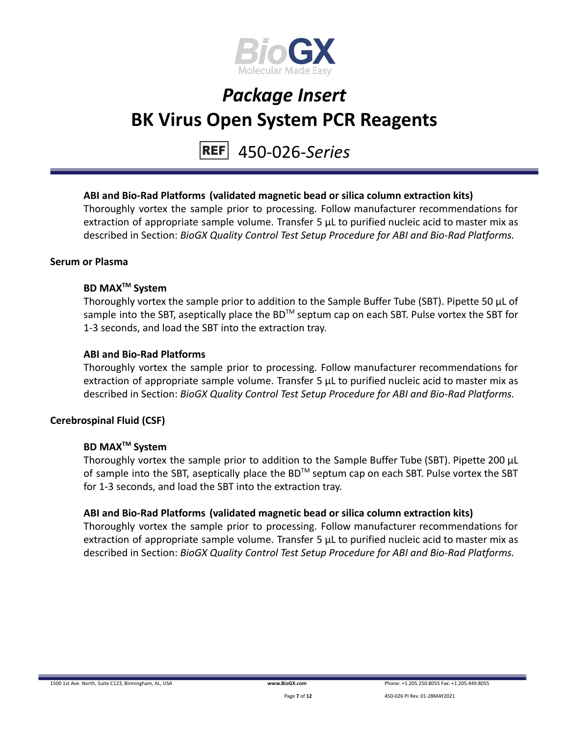**ABI and Bio-Rad Platforms (validated magnetic bead or silica column extraction kits)**

Thoroughly vortex the sample prior to processing. Follow manufacturer recommendations for extraction of appropriate sample volume. Transfer 5 µL to purified nucleic acid to master mix as described in Section: *BioGX Quality Control Test Setup Procedure for ABI and Bio-Rad Platforms.*

**Serum or Plasma**

**BD MAX™ System**

Thoroughly vortex the sample prior to addition to the Sample Buffer Tube (SBT). Pipette 50 µL of sample into the SBT, aseptically place the BD™ septum cap on each SBT. Pulse vortex the SBT for 1-3 seconds, and load the SBT into the extraction tray.

**ABI and Bio-Rad Platforms**

Thoroughly vortex the sample prior to processing. Follow manufacturer recommendations for extraction of appropriate sample volume. Transfer 5 µL to purified nucleic acid to master mix as described in Section: *BioGX Quality Control Test Setup Procedure for ABI and Bio-Rad Platforms.*

**Cerebrospinal Fluid (CSF)**

**BD MAX™ System**

Thoroughly vortex the sample prior to addition to the Sample Buffer Tube (SBT). Pipette 200 µL of sample into the SBT, aseptically place the BD™ septum cap on each SBT. Pulse vortex the SBT for 1-3 seconds, and load the SBT into the extraction tray.

**ABI and Bio-Rad Platforms (validated magnetic bead or silica column extraction kits)**

Thoroughly vortex the sample prior to processing. Follow manufacturer recommendations for extraction of appropriate sample volume. Transfer 5 µL to purified nucleic acid to master mix as described in Section: *BioGX Quality Control Test Setup Procedure for ABI and Bio-Rad Platforms.*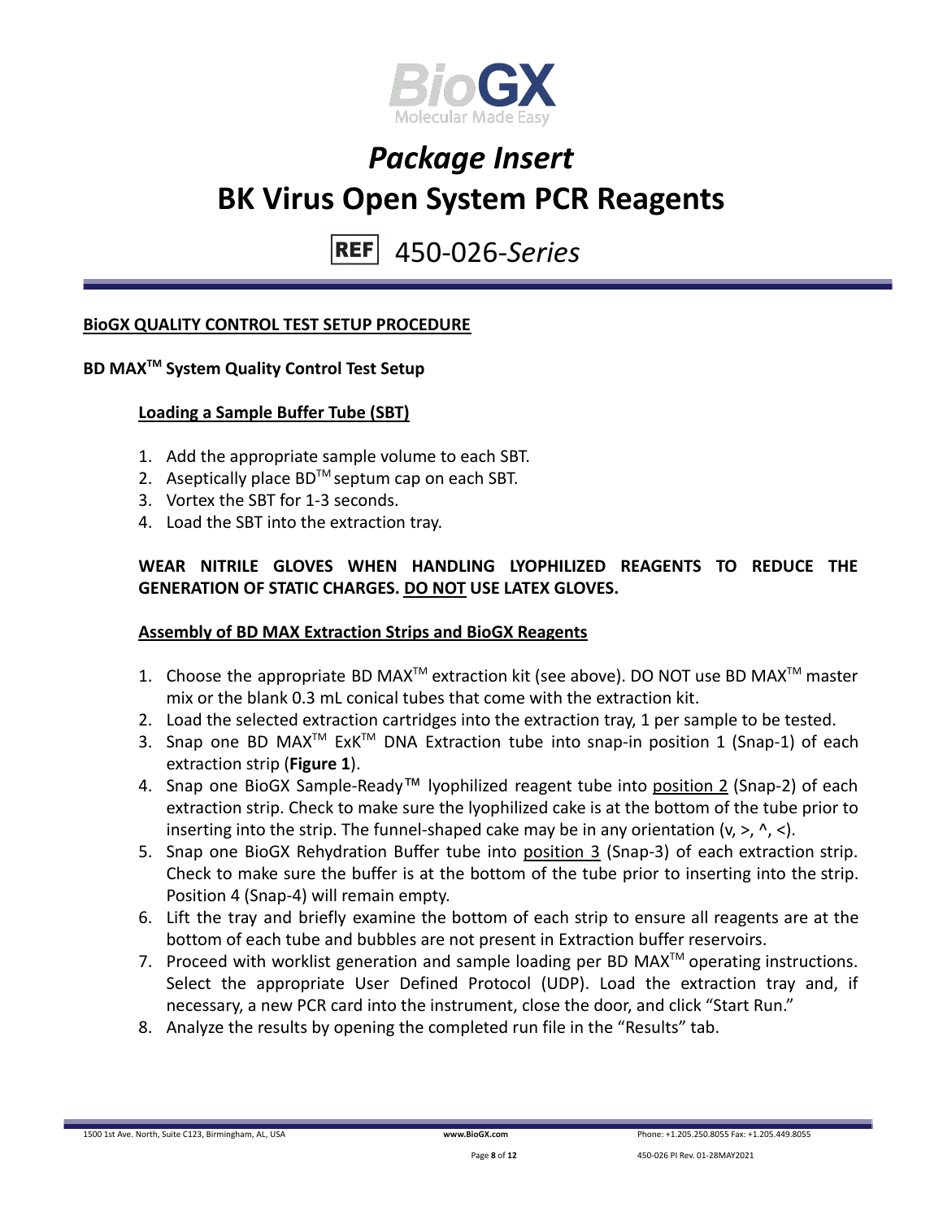# *Package Insert*
# BK Virus Open System PCR Reagents

REF 450-026-*Series*

**BioGX QUALITY CONTROL TEST SETUP PROCEDURE**

**BD MAX™ System Quality Control Test Setup**

**Loading a Sample Buffer Tube (SBT)**

1. Add the appropriate sample volume to each SBT.
2. Aseptically place BD™ septum cap on each SBT.
3. Vortex the SBT for 1-3 seconds.
4. Load the SBT into the extraction tray.

**WEAR NITRILE GLOVES WHEN HANDLING LYOPHILIZED REAGENTS TO REDUCE THE GENERATION OF STATIC CHARGES. DO NOT USE LATEX GLOVES.**

**Assembly of BD MAX Extraction Strips and BioGX Reagents**

1. Choose the appropriate BD MAX™ extraction kit (see above). DO NOT use BD MAX™ master mix or the blank 0.3 mL conical tubes that come with the extraction kit.
2. Load the selected extraction cartridges into the extraction tray, 1 per sample to be tested.
3. Snap one BD MAX™ ExK™ DNA Extraction tube into snap-in position 1 (Snap-1) of each extraction strip (**Figure 1**).
4. Snap one BioGX Sample-Ready™ lyophilized reagent tube into position 2 (Snap-2) of each extraction strip. Check to make sure the lyophilized cake is at the bottom of the tube prior to inserting into the strip. The funnel-shaped cake may be in any orientation (v, >, ^, <).
5. Snap one BioGX Rehydration Buffer tube into position 3 (Snap-3) of each extraction strip. Check to make sure the buffer is at the bottom of the tube prior to inserting into the strip. Position 4 (Snap-4) will remain empty.
6. Lift the tray and briefly examine the bottom of each strip to ensure all reagents are at the bottom of each tube and bubbles are not present in Extraction buffer reservoirs.
7. Proceed with worklist generation and sample loading per BD MAX™ operating instructions. Select the appropriate User Defined Protocol (UDP). Load the extraction tray and, if necessary, a new PCR card into the instrument, close the door, and click "Start Run."
8. Analyze the results by opening the completed run file in the "Results" tab.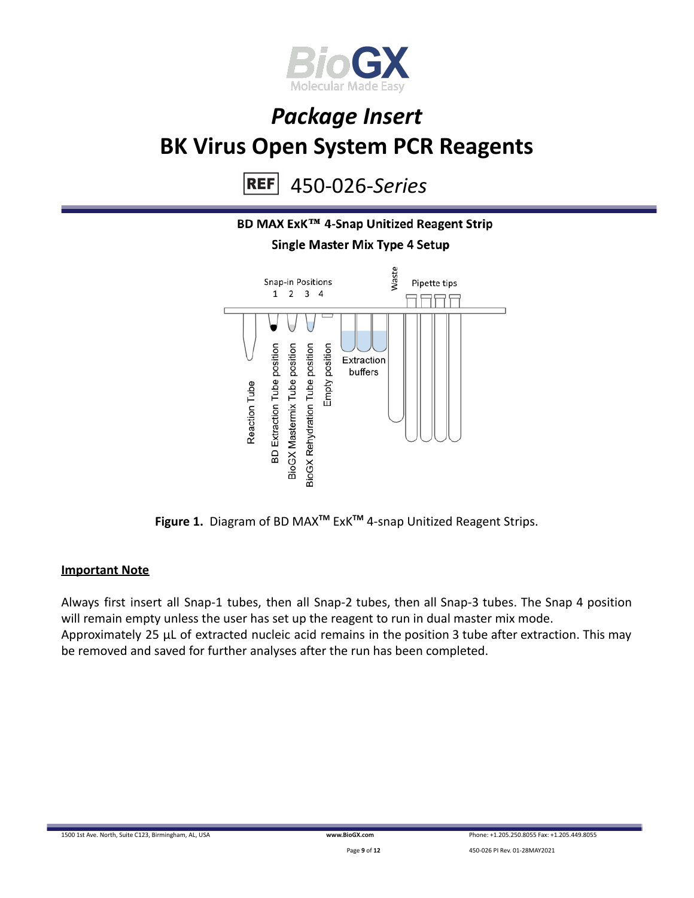**BD MAX ExK™ 4-Snap Unitized Reagent Strip**

**Single Master Mix Type 4 Setup**

Snap-in Positions
1 2 3 4

Waste

Pipette tips

Reaction Tube

BD Extraction Tube position

BioGX Mastermix Tube position

BioGX Rehydration Tube position

Empty position

Extraction buffers

**Figure 1.** Diagram of BD MAX™ ExK™ 4-snap Unitized Reagent Strips.

**Important Note**

Always first insert all Snap-1 tubes, then all Snap-2 tubes, then all Snap-3 tubes. The Snap 4 position will remain empty unless the user has set up the reagent to run in dual master mix mode.
Approximately 25 µL of extracted nucleic acid remains in the position 3 tube after extraction. This may be removed and saved for further analyses after the run has been completed.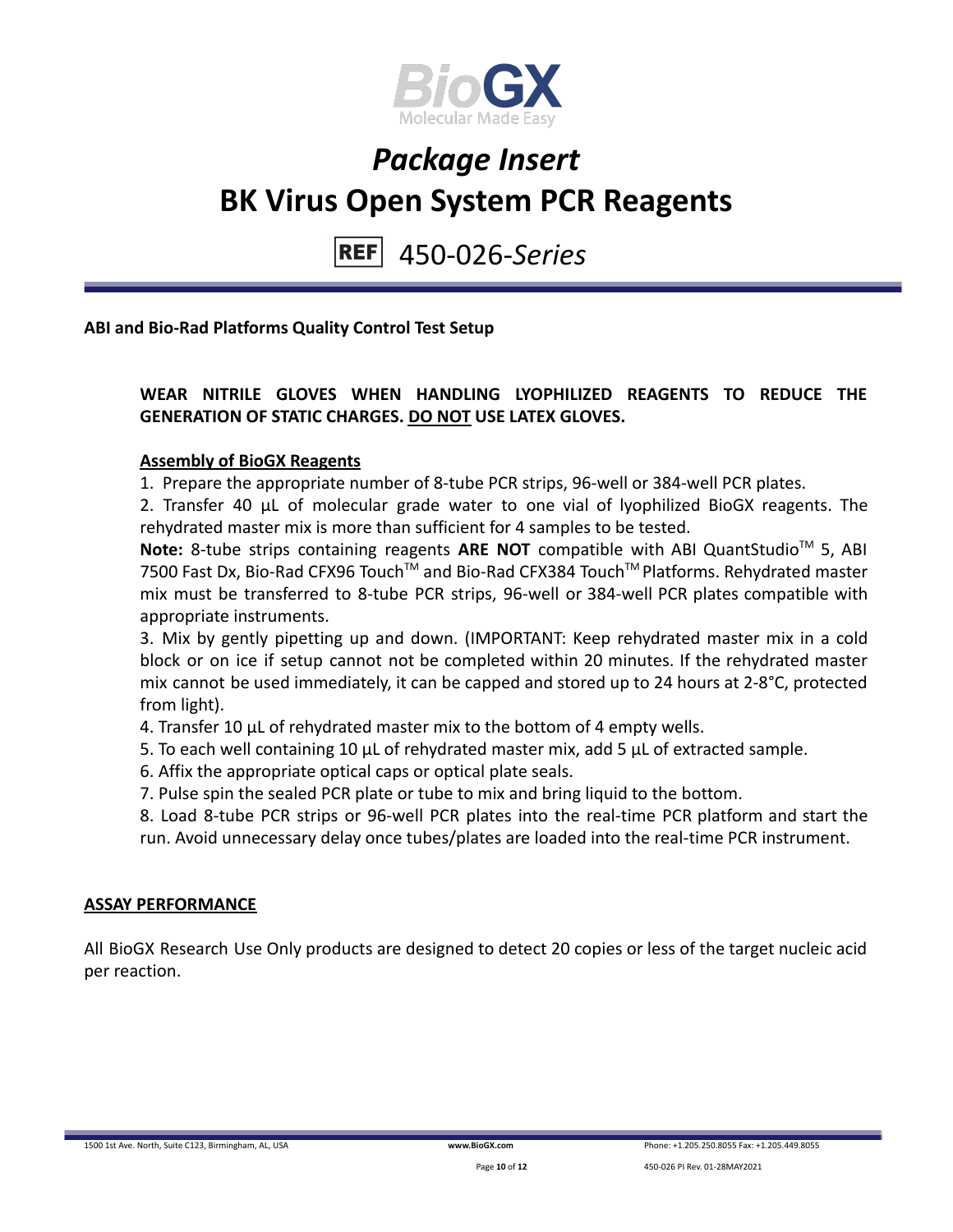**ABI and Bio-Rad Platforms Quality Control Test Setup**

**WEAR NITRILE GLOVES WHEN HANDLING LYOPHILIZED REAGENTS TO REDUCE THE GENERATION OF STATIC CHARGES. DO NOT USE LATEX GLOVES.**

**Assembly of BioGX Reagents**

1. Prepare the appropriate number of 8-tube PCR strips, 96-well or 384-well PCR plates.
2. Transfer 40 µL of molecular grade water to one vial of lyophilized BioGX reagents. The rehydrated master mix is more than sufficient for 4 samples to be tested.

**Note:** 8-tube strips containing reagents **ARE NOT** compatible with ABI QuantStudio™ 5, ABI 7500 Fast Dx, Bio-Rad CFX96 Touch™ and Bio-Rad CFX384 Touch™ Platforms. Rehydrated master mix must be transferred to 8-tube PCR strips, 96-well or 384-well PCR plates compatible with appropriate instruments.

3. Mix by gently pipetting up and down. (IMPORTANT: Keep rehydrated master mix in a cold block or on ice if setup cannot not be completed within 20 minutes. If the rehydrated master mix cannot be used immediately, it can be capped and stored up to 24 hours at 2-8°C, protected from light).
4. Transfer 10 µL of rehydrated master mix to the bottom of 4 empty wells.
5. To each well containing 10 µL of rehydrated master mix, add 5 µL of extracted sample.
6. Affix the appropriate optical caps or optical plate seals.
7. Pulse spin the sealed PCR plate or tube to mix and bring liquid to the bottom.
8. Load 8-tube PCR strips or 96-well PCR plates into the real-time PCR platform and start the run. Avoid unnecessary delay once tubes/plates are loaded into the real-time PCR instrument.

**ASSAY PERFORMANCE**

All BioGX Research Use Only products are designed to detect 20 copies or less of the target nucleic acid per reaction.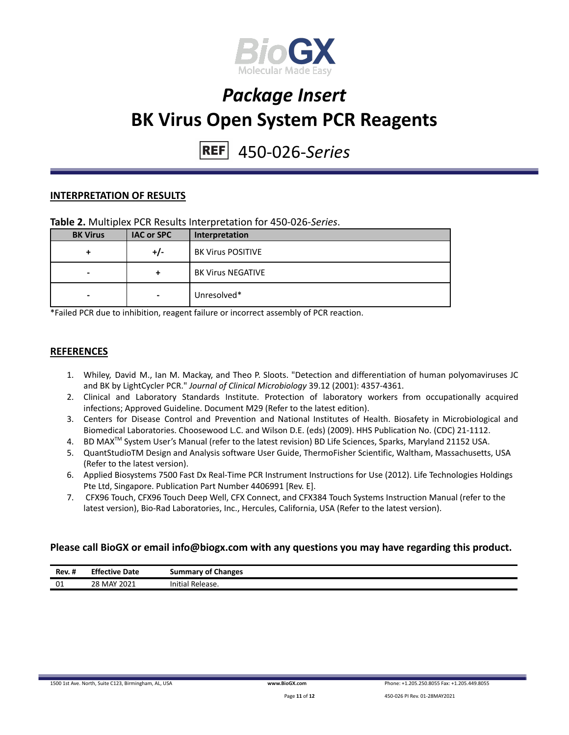# Package Insert

# BK Virus Open System PCR Reagents

REF 450-026-*Series*

## INTERPRETATION OF RESULTS

**Table 2.** Multiplex PCR Results Interpretation for 450-026-*Series*.

| BK Virus | IAC or SPC | Interpretation |
|---|---|---|
| + | +/- | BK Virus POSITIVE |
| - | + | BK Virus NEGATIVE |
| - | - | Unresolved* |

*Failed PCR due to inhibition, reagent failure or incorrect assembly of PCR reaction.

## REFERENCES

1. Whiley, David M., Ian M. Mackay, and Theo P. Sloots. "Detection and differentiation of human polyomaviruses JC and BK by LightCycler PCR." *Journal of Clinical Microbiology* 39.12 (2001): 4357-4361.
2. Clinical and Laboratory Standards Institute. Protection of laboratory workers from occupationally acquired infections; Approved Guideline. Document M29 (Refer to the latest edition).
3. Centers for Disease Control and Prevention and National Institutes of Health. Biosafety in Microbiological and Biomedical Laboratories. Choosewood L.C. and Wilson D.E. (eds) (2009). HHS Publication No. (CDC) 21-1112.
4. BD MAX™ System User's Manual (refer to the latest revision) BD Life Sciences, Sparks, Maryland 21152 USA.
5. QuantStudioTM Design and Analysis software User Guide, ThermoFisher Scientific, Waltham, Massachusetts, USA (Refer to the latest version).
6. Applied Biosystems 7500 Fast Dx Real-Time PCR Instrument Instructions for Use (2012). Life Technologies Holdings Pte Ltd, Singapore. Publication Part Number 4406991 [Rev. E].
7. CFX96 Touch, CFX96 Touch Deep Well, CFX Connect, and CFX384 Touch Systems Instruction Manual (refer to the latest version), Bio-Rad Laboratories, Inc., Hercules, California, USA (Refer to the latest version).

**Please call BioGX or email info@biogx.com with any questions you may have regarding this product.**

| Rev. # | Effective Date | Summary of Changes |
|---|---|---|
| 01 | 28 MAY 2021 | Initial Release. |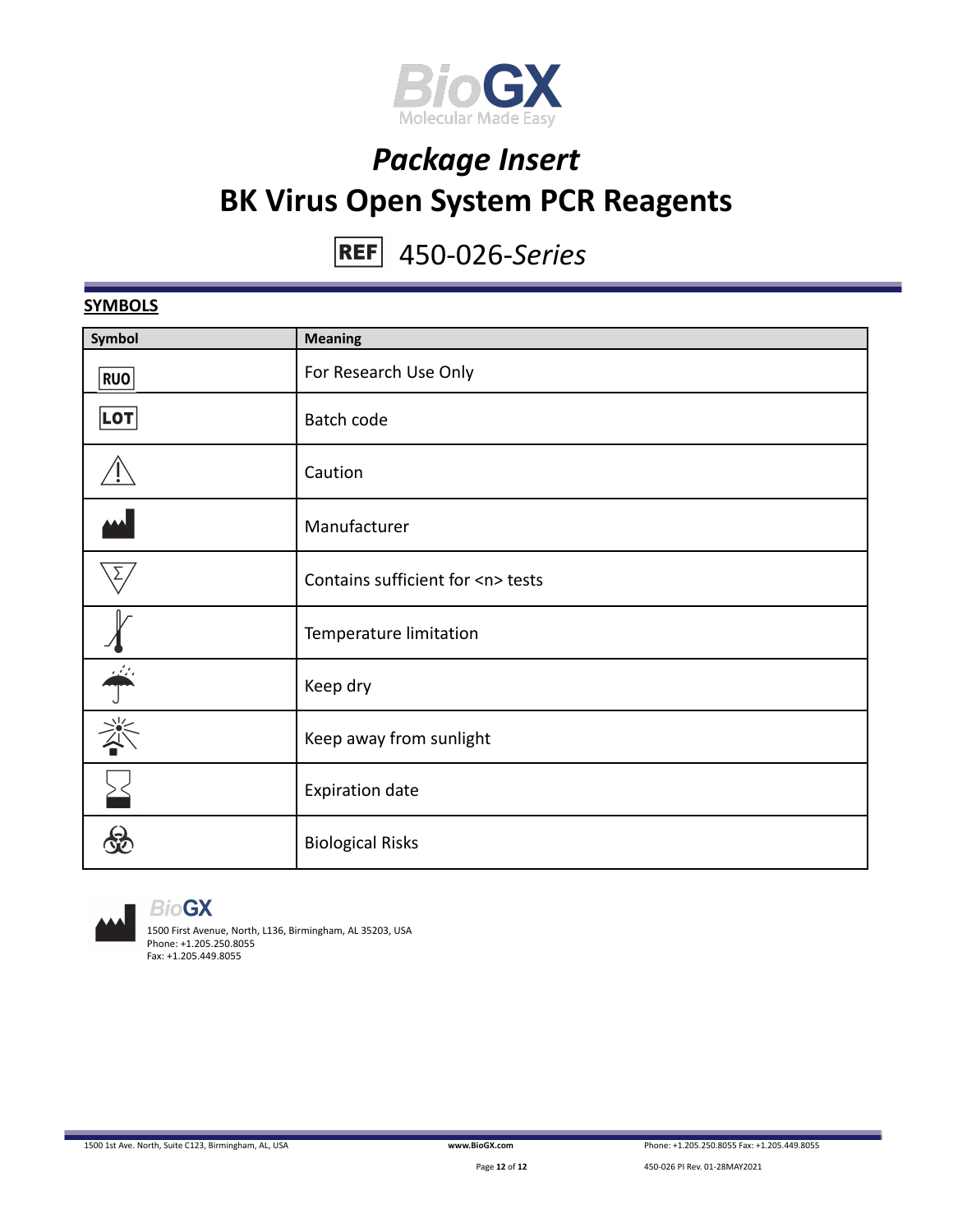# Package Insert

# BK Virus Open System PCR Reagents

REF 450-026-*Series*

## SYMBOLS

| Symbol | Meaning |
| --- | --- |
| RUO | For Research Use Only |
| LOT | Batch code |
| | Caution |
| | Manufacturer |
| | Contains sufficient for <n> tests |
| | Temperature limitation |
| | Keep dry |
| | Keep away from sunlight |
| | Expiration date |
| | Biological Risks |

BioGX
1500 First Avenue, North, L136, Birmingham, AL 35203, USA
Phone: +1.205.250.8055
Fax: +1.205.449.8055